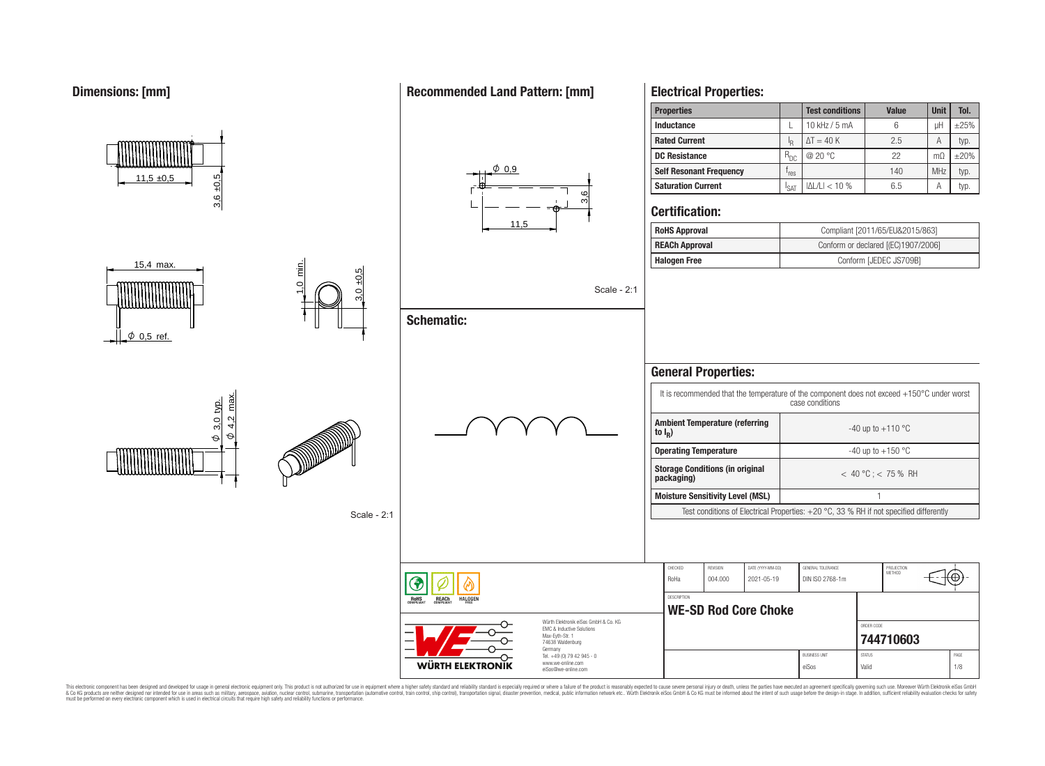## Dimensions: [mm]

11,5 ±0,5

3,6 ±0,5

15,4 max.

ϕ 0,5 ref.

1,0 min.

3,0 ±0,5

ϕ 3,0 typ.

ϕ 4,2 max.

Scale - 2:1

## Recommended Land Pattern: [mm]

ϕ 0,9

3,6

11,5

Scale - 2:1

## Schematic:

## Electrical Properties:

| Properties | | Test conditions | Value | Unit | Tol. |
|---|---|---|---|---|---|
| Inductance | L | 10 kHz / 5 mA | 6 | µH | ±25% |
| Rated Current | $I_R$ | $\Delta T = 40$ K | 2.5 | A | typ. |
| DC Resistance | $R_{DC}$ | @ 20 °C | 22 | mΩ | ±20% |
| Self Resonant Frequency | $f_{res}$ | | 140 | MHz | typ. |
| Saturation Current | $I_{SAT}$ | $\|\Delta L/L\| < 10$ % | 6.5 | A | typ. |

## Certification:

| | |
|---|---|
| RoHS Approval | Compliant [2011/65/EU&2015/863] |
| REACh Approval | Conform or declared [(EC)1907/2006] |
| Halogen Free | Conform [JEDEC JS709B] |

## General Properties:

It is recommended that the temperature of the component does not exceed +150°C under worst case conditions

| | |
|---|---|
| Ambient Temperature (referring to $I_R$) | -40 up to +110 °C |
| Operating Temperature | -40 up to +150 °C |
| Storage Conditions (in original packaging) | < 40 °C ; < 75 % RH |
| Moisture Sensitivity Level (MSL) | 1 |

Test conditions of Electrical Properties: +20 °C, 33 % RH if not specified differently

| CHECKED | REVISION | DATE (YYYY-MM-DD) | GENERAL TOLERANCE | PROJECTION METHOD |
|---|---|---|---|---|
| RoHa | 004.000 | 2021-05-19 | DIN ISO 2768-1m | |

DESCRIPTION

**WE-SD Rod Core Choke**

ORDER CODE

**744710603**

| BUSINESS UNIT | STATUS | PAGE |
|---|---|---|
| eiSos | Valid | 1/8 |

RoHS COMPLIANT REACh COMPLIANT HALOGEN FREE

Würth Elektronik eiSos GmbH & Co. KG
EMC & Inductive Solutions
Max-Eyth-Str. 1
74638 Waldenburg
Germany
Tel. +49 (0) 79 42 945 - 0
www.we-online.com
eiSos@we-online.com

WÜRTH ELEKTRONIK

This electronic component has been designed and developed for usage in general electronic equipment only. This product is not authorized for use in equipment where a higher safety standard and reliability standard is especially required or where a failure of the product is reasonably expected to cause severe personal injury or death, unless the parties have executed an agreement specifically governing such use. Moreover Würth Elektronik eiSos GmbH & Co KG products are neither designed nor intended for use in areas such as military, aerospace, aviation, nuclear control, submarine, transportation (automotive control, train control, ship control), transportation signal, disaster prevention, medical, public information network etc.. Würth Elektronik eiSos GmbH & Co KG must be informed about the intent of such usage before the design-in stage. In addition, sufficient reliability evaluation checks for safety must be performed on every electronic component which is used in electrical circuits that require high safety and reliability functions or performance.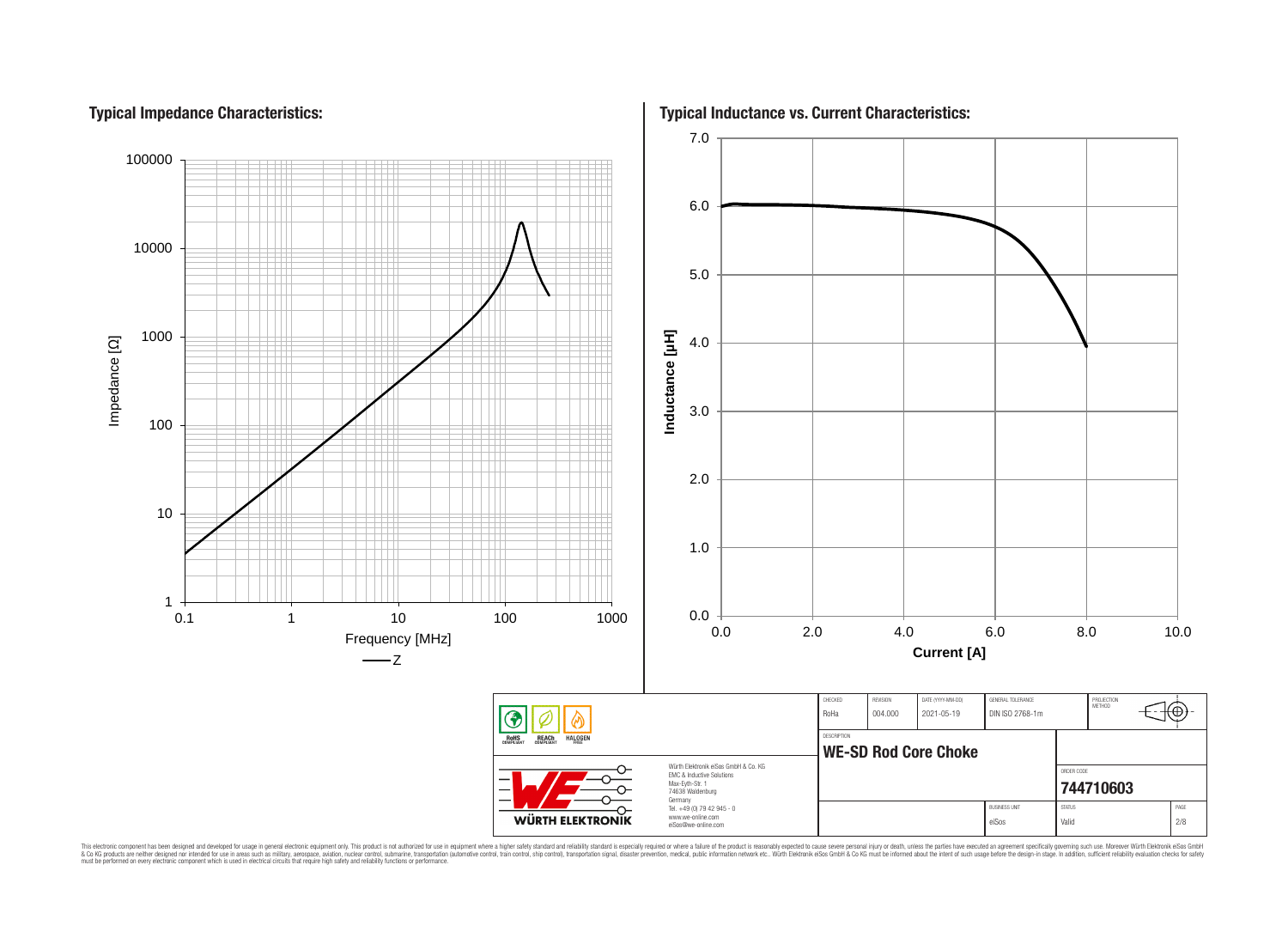## Typical Impedance Characteristics:

Impedance [Ω]

100000, 10000, 1000, 100, 10, 1

0.1, 1, 10, 100, 1000

Frequency [MHz]

Z

## Typical Inductance vs. Current Characteristics:

Inductance [µH]

7.0, 6.0, 5.0, 4.0, 3.0, 2.0, 1.0, 0.0

0.0, 2.0, 4.0, 6.0, 8.0, 10.0

**Current [A]**

| CHECKED | REVISION | DATE (YYYY-MM-DD) | GENERAL TOLERANCE | PROJECTION METHOD |
|---|---|---|---|---|
| RoHa | 004.000 | 2021-05-19 | DIN ISO 2768-1m | |

DESCRIPTION

**WE-SD Rod Core Choke**

ORDER CODE

**744710603**

| BUSINESS UNIT | STATUS | PAGE |
|---|---|---|
| eiSos | Valid | 2/8 |

RoHS COMPLIANT | REACh COMPLIANT | HALOGEN FREE

WÜRTH ELEKTRONIK

Würth Elektronik eiSos GmbH & Co. KG
EMC & Inductive Solutions
Max-Eyth-Str. 1
74638 Waldenburg
Germany
Tel. +49 (0) 79 42 945 - 0
www.we-online.com
eiSos@we-online.com

This electronic component has been designed and developed for usage in general electronic equipment only. This product is not authorized for use in equipment where a higher safety standard and reliability standard is especially required or where a failure of the product is reasonably expected to cause severe personal injury or death, unless the parties have executed an agreement specifically governing such use. Moreover Würth Elektronik eiSos GmbH & Co KG products are neither designed nor intended for use in areas such as military, aerospace, aviation, nuclear control, submarine, transportation (automotive control, train control, ship control), transportation signal, disaster prevention, medical, public information network etc.. Würth Elektronik eiSos GmbH & Co KG must be informed about the intent of such usage before the design-in stage. In addition, sufficient reliability evaluation checks for safety must be performed on every electronic component which is used in electrical circuits that require high safety and reliability functions or performance.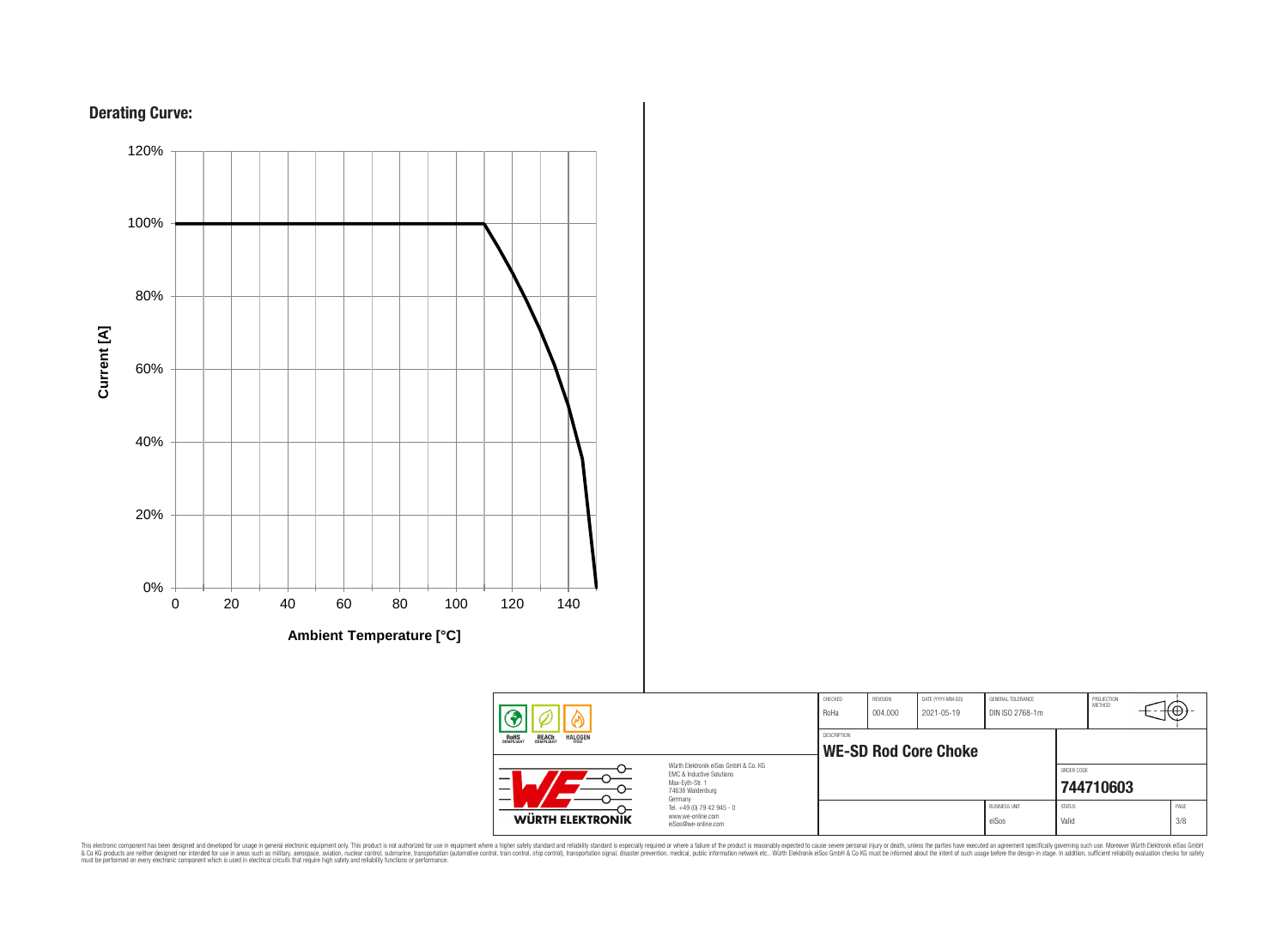## Derating Curve:

Current [A]

120%
100%
80%
60%
40%
20%
0%

0 20 40 60 80 100 120 140

Ambient Temperature [°C]

| CHECKED | REVISION | DATE (YYYY-MM-DD) | GENERAL TOLERANCE | PROJECTION METHOD |
|---|---|---|---|---|
| RoHa | 004.000 | 2021-05-19 | DIN ISO 2768-1m | |

RoHS COMPLIANT | REACh COMPLIANT | HALOGEN FREE

DESCRIPTION

**WE-SD Rod Core Choke**

Würth Elektronik eiSos GmbH & Co. KG
EMC & Inductive Solutions
Max-Eyth-Str. 1
74638 Waldenburg
Germany
Tel. +49 (0) 79 42 945 - 0
www.we-online.com
eiSos@we-online.com

WÜRTH ELEKTRONIK

ORDER CODE

**744710603**

| BUSINESS UNIT | STATUS | PAGE |
|---|---|---|
| eiSos | Valid | 3/8 |

This electronic component has been designed and developed for usage in general electronic equipment only. This product is not authorized for use in equipment where a higher safety standard and reliability standard is especially required or where a failure of the product is reasonably expected to cause severe personal injury or death, unless the parties have executed an agreement specifically governing such use. Moreover Würth Elektronik eiSos GmbH & Co KG products are neither designed nor intended for use in areas such as military, aerospace, aviation, nuclear control, submarine, transportation (automotive control, train control, ship control), transportation signal, disaster prevention, medical, public information network etc.. Würth Elektronik eiSos GmbH & Co KG must be informed about the intent of such usage before the design-in stage. In addition, sufficient reliability evaluation checks for safety must be performed on every electronic component which is used in electrical circuits that require high safety and reliability functions or performance.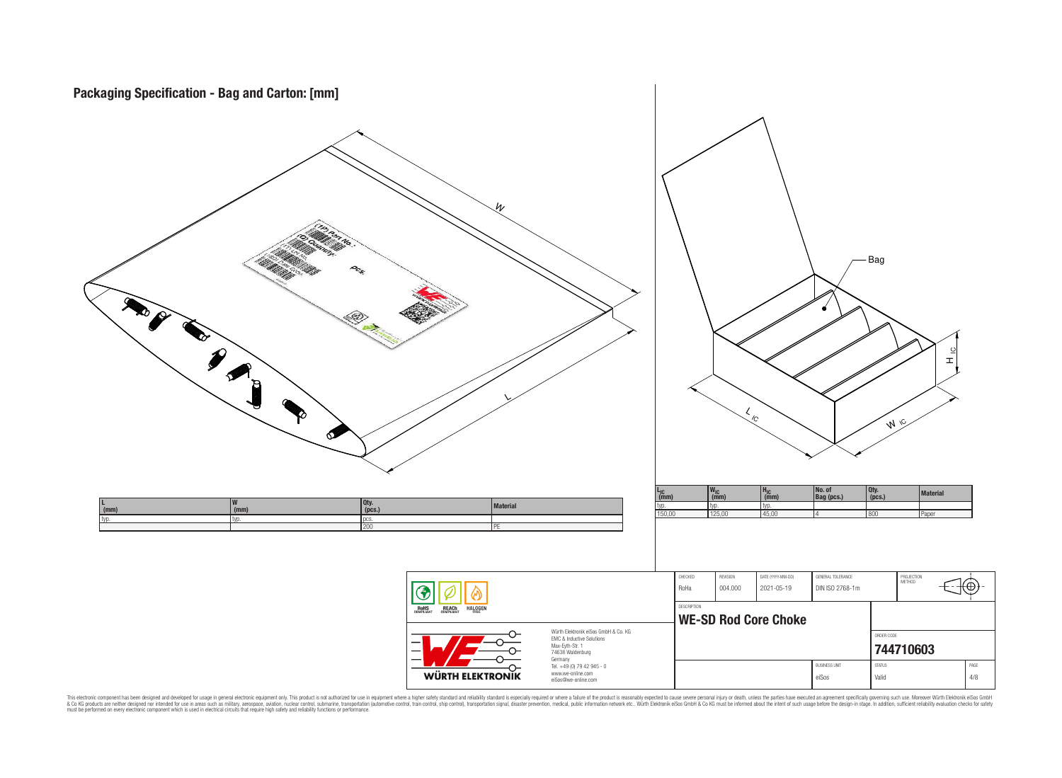# Packaging Specification - Bag and Carton: [mm]

| L (mm) | W (mm) | Qty. (pcs.) | Material |
|---|---|---|---|
| typ. | typ. | pcs. | |
| | | 200 | PE |

| $L_{IC}$ (mm) | $W_{IC}$ (mm) | $H_{IC}$ (mm) | No. of Bag (pcs.) | Qty. (pcs.) | Material |
|---|---|---|---|---|---|
| typ. | typ. | typ. | | | |
| 150,00 | 125,00 | 45,00 | 4 | 800 | Paper |

| CHECKED | REVISION | DATE (YYYY-MM-DD) | GENERAL TOLERANCE | PROJECTION METHOD |
|---|---|---|---|---|
| RoHa | 004.000 | 2021-05-19 | DIN ISO 2768-1m | |

DESCRIPTION: **WE-SD Rod Core Choke**

ORDER CODE: **744710603**

BUSINESS UNIT: eiSos | STATUS: Valid | PAGE: 4/8

RoHS COMPLIANT | REACh COMPLIANT | HALOGEN FREE

Würth Elektronik eiSos GmbH & Co. KG
EMC & Inductive Solutions
Max-Eyth-Str. 1
74638 Waldenburg
Germany
Tel. +49 (0) 79 42 945 - 0
www.we-online.com
eiSos@we-online.com

WÜRTH ELEKTRONIK

This electronic component has been designed and developed for usage in general electronic equipment only. This product is not authorized for use in equipment where a higher safety standard and reliability standard is especially required or where a failure of the product is reasonably expected to cause severe personal injury or death, unless the parties have executed an agreement specifically governing such use. Moreover Würth Elektronik eiSos GmbH & Co KG products are neither designed nor intended for use in areas such as military, aerospace, aviation, nuclear control, submarine, transportation (automotive control, train control, ship control), transportation signal, disaster prevention, medical, public information network etc.. Würth Elektronik eiSos GmbH & Co KG must be informed about the intent of such usage before the design-in stage. In addition, sufficient reliability evaluation checks for safety must be performed on every electronic component which is used in electrical circuits that require high safety and reliability functions or performance.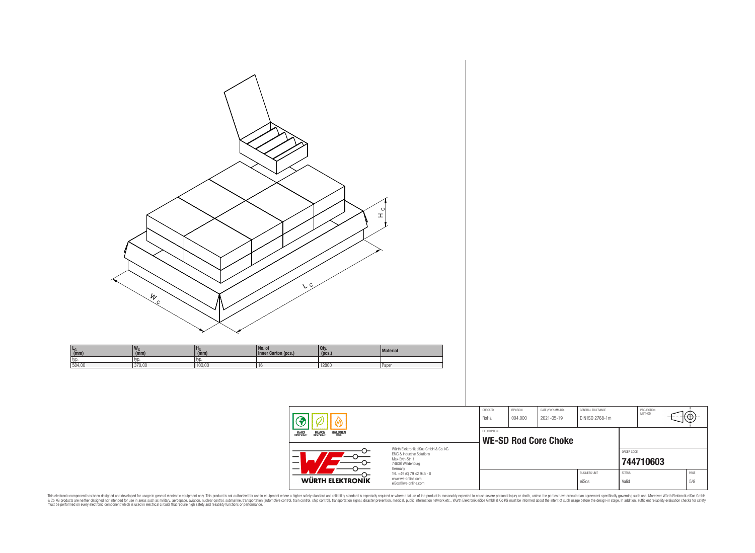| $L_C$ (mm) | $W_C$ (mm) | $H_C$ (mm) | No. of Inner Carton (pcs.) | Qty. (pcs.) | Material |
|---|---|---|---|---|---|
| typ. | typ. | typ. | | | |
| 584,00 | 370,00 | 100,00 | 16 | 12800 | Paper |

| CHECKED | REVISION | DATE (YYYY-MM-DD) | GENERAL TOLERANCE | PROJECTION METHOD |
|---|---|---|---|---|
| RoHa | 004.000 | 2021-05-19 | DIN ISO 2768-1m | |

DESCRIPTION

## WE-SD Rod Core Choke

ORDER CODE **744710603**

| BUSINESS UNIT | STATUS | PAGE |
|---|---|---|
| eiSos | Valid | 5/8 |

RoHS COMPLIANT · REACh COMPLIANT · HALOGEN FREE

WÜRTH ELEKTRONIK

Würth Elektronik eiSos GmbH & Co. KG
EMC & Inductive Solutions
Max-Eyth-Str. 1
74638 Waldenburg
Germany
Tel. +49 (0) 79 42 945 - 0
www.we-online.com
eiSos@we-online.com

This electronic component has been designed and developed for usage in general electronic equipment only. This product is not authorized for use in equipment where a higher safety standard and reliability standard is especially required or where a failure of the product is reasonably expected to cause severe personal injury or death, unless the parties have executed an agreement specifically governing such use. Moreover Würth Elektronik eiSos GmbH & Co KG products are neither designed nor intended for use in areas such as military, aerospace, aviation, nuclear control, submarine, transportation (automotive control, train control, ship control), transportation signal, disaster prevention, medical, public information network etc.. Würth Elektronik eiSos GmbH & Co KG must be informed about the intent of such usage before the design-in stage. In addition, sufficient reliability evaluation checks for safety must be performed on every electronic component which is used in electrical circuits that require high safety and reliability functions or performance.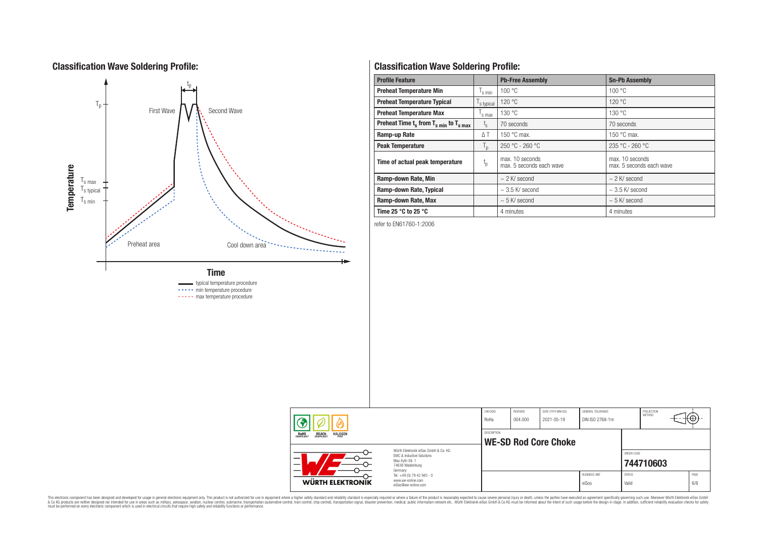## Classification Wave Soldering Profile:

Temperature

$T_p$

$T_{s\,max}$

$T_{s\,typical}$

$T_{s\,min}$

$t_p$

First Wave

Second Wave

Preheat area

Cool down area

Time

typical temperature procedure

min temperature procedure

max temperature procedure

## Classification Wave Soldering Profile:

| Profile Feature | | Pb-Free Assembly | Sn-Pb Assembly |
|---|---|---|---|
| Preheat Temperature Min | $T_{s\,min}$ | 100 °C | 100 °C |
| Preheat Temperature Typical | $T_{s\,typical}$ | 120 °C | 120 °C |
| Preheat Temperature Max | $T_{s\,max}$ | 130 °C | 130 °C |
| Preheat Time $t_s$ from $T_{s\,min}$ to $T_{s\,max}$ | $t_s$ | 70 seconds | 70 seconds |
| Ramp-up Rate | $\Delta T$ | 150 °C max. | 150 °C max. |
| Peak Temperature | $T_p$ | 250 °C - 260 °C | 235 °C - 260 °C |
| Time of actual peak temperature | $t_p$ | max. 10 seconds max. 5 seconds each wave | max. 10 seconds max. 5 seconds each wave |
| Ramp-down Rate, Min | | ~ 2 K/ second | ~ 2 K/ second |
| Ramp-down Rate, Typical | | ~ 3.5 K/ second | ~ 3.5 K/ second |
| Ramp-down Rate, Max | | ~ 5 K/ second | ~ 5 K/ second |
| Time 25 °C to 25 °C | | 4 minutes | 4 minutes |

refer to EN61760-1:2006

| CHECKED | REVISION | DATE (YYYY-MM-DD) | GENERAL TOLERANCE | PROJECTION METHOD |
|---|---|---|---|---|
| RoHa | 004.000 | 2021-05-19 | DIN ISO 2768-1m | |

DESCRIPTION: **WE-SD Rod Core Choke**

ORDER CODE: **744710603**

BUSINESS UNIT: eiSos | STATUS: Valid | PAGE: 6/8

Würth Elektronik eiSos GmbH & Co. KG
EMC & Inductive Solutions
Max-Eyth-Str. 1
74638 Waldenburg
Germany
Tel. +49 (0) 79 42 945 - 0
www.we-online.com
eiSos@we-online.com

This electronic component has been designed and developed for usage in general electronic equipment only. This product is not authorized for use in equipment where a higher safety standard and reliability standard is especially required or where a failure of the product is reasonably expected to cause severe personal injury or death, unless the parties have executed an agreement specifically governing such use. Moreover Würth Elektronik eiSos GmbH & Co KG products are neither designed nor intended for use in areas such as military, aerospace, aviation, nuclear control, submarine, transportation (automotive control, train control, ship control), transportation signal, disaster prevention, medical, public information network etc.. Würth Elektronik eiSos GmbH & Co KG must be informed about the intent of such usage before the design-in stage. In addition, sufficient reliability evaluation checks for safety must be performed on every electronic component which is used in electrical circuits that require high safety and reliability functions or performance.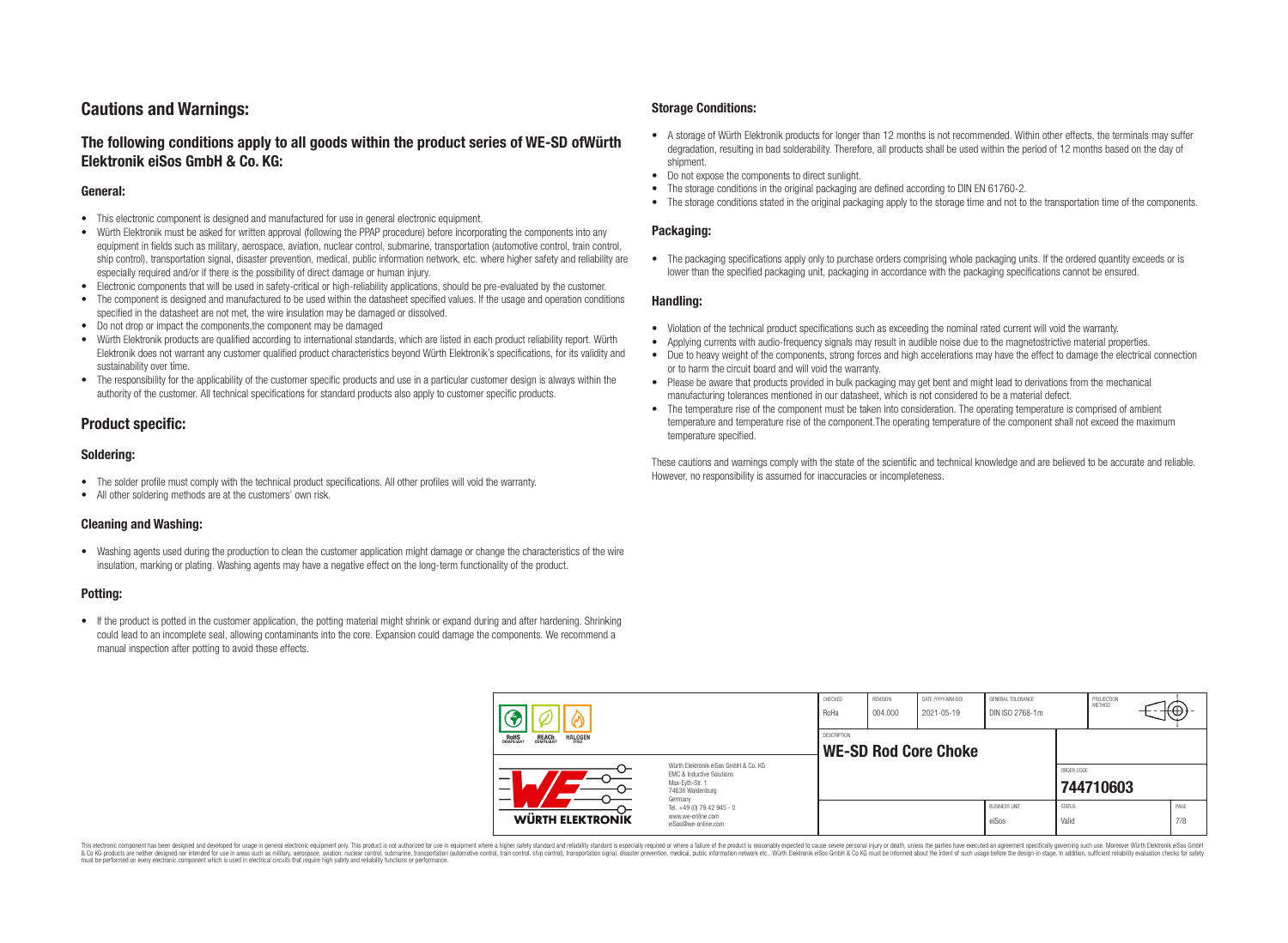# Cautions and Warnings:

## The following conditions apply to all goods within the product series of WE-SD ofWürth Elektronik eiSos GmbH & Co. KG:

### General:

- This electronic component is designed and manufactured for use in general electronic equipment.
- Würth Elektronik must be asked for written approval (following the PPAP procedure) before incorporating the components into any equipment in fields such as military, aerospace, aviation, nuclear control, submarine, transportation (automotive control, train control, ship control), transportation signal, disaster prevention, medical, public information network, etc. where higher safety and reliability are especially required and/or if there is the possibility of direct damage or human injury.
- Electronic components that will be used in safety-critical or high-reliability applications, should be pre-evaluated by the customer.
- The component is designed and manufactured to be used within the datasheet specified values. If the usage and operation conditions specified in the datasheet are not met, the wire insulation may be damaged or dissolved.
- Do not drop or impact the components,the component may be damaged
- Würth Elektronik products are qualified according to international standards, which are listed in each product reliability report. Würth Elektronik does not warrant any customer qualified product characteristics beyond Würth Elektronik's specifications, for its validity and sustainability over time.
- The responsibility for the applicability of the customer specific products and use in a particular customer design is always within the authority of the customer. All technical specifications for standard products also apply to customer specific products.

## Product specific:

### Soldering:

- The solder profile must comply with the technical product specifications. All other profiles will void the warranty.
- All other soldering methods are at the customers' own risk.

### Cleaning and Washing:

- Washing agents used during the production to clean the customer application might damage or change the characteristics of the wire insulation, marking or plating. Washing agents may have a negative effect on the long-term functionality of the product.

### Potting:

- If the product is potted in the customer application, the potting material might shrink or expand during and after hardening. Shrinking could lead to an incomplete seal, allowing contaminants into the core. Expansion could damage the components. We recommend a manual inspection after potting to avoid these effects.

### Storage Conditions:

- A storage of Würth Elektronik products for longer than 12 months is not recommended. Within other effects, the terminals may suffer degradation, resulting in bad solderability. Therefore, all products shall be used within the period of 12 months based on the day of shipment.
- Do not expose the components to direct sunlight.
- The storage conditions in the original packaging are defined according to DIN EN 61760-2.
- The storage conditions stated in the original packaging apply to the storage time and not to the transportation time of the components.

### Packaging:

- The packaging specifications apply only to purchase orders comprising whole packaging units. If the ordered quantity exceeds or is lower than the specified packaging unit, packaging in accordance with the packaging specifications cannot be ensured.

### Handling:

- Violation of the technical product specifications such as exceeding the nominal rated current will void the warranty.
- Applying currents with audio-frequency signals may result in audible noise due to the magnetostrictive material properties.
- Due to heavy weight of the components, strong forces and high accelerations may have the effect to damage the electrical connection or to harm the circuit board and will void the warranty.
- Please be aware that products provided in bulk packaging may get bent and might lead to derivations from the mechanical manufacturing tolerances mentioned in our datasheet, which is not considered to be a material defect.
- The temperature rise of the component must be taken into consideration. The operating temperature is comprised of ambient temperature and temperature rise of the component.The operating temperature of the component shall not exceed the maximum temperature specified.

These cautions and warnings comply with the state of the scientific and technical knowledge and are believed to be accurate and reliable. However, no responsibility is assumed for inaccuracies or incompleteness.

| CHECKED | REVISION | DATE (YYYY-MM-DD) | GENERAL TOLERANCE | PROJECTION METHOD |
|---|---|---|---|---|
| RoHa | 004.000 | 2021-05-19 | DIN ISO 2768-1m | |

DESCRIPTION: **WE-SD Rod Core Choke**

ORDER CODE: **744710603**

| BUSINESS UNIT | STATUS | PAGE |
|---|---|---|
| eiSos | Valid | 7/8 |

Würth Elektronik eiSos GmbH & Co. KG
EMC & Inductive Solutions
Max-Eyth-Str. 1
74638 Waldenburg
Germany
Tel. +49 (0) 79 42 945 - 0
www.we-online.com
eiSos@we-online.com

This electronic component has been designed and developed for usage in general electronic equipment only. This product is not authorized for use in equipment where a higher safety standard and reliability standard is especially required or where a failure of the product is reasonably expected to cause severe personal injury or death, unless the parties have executed an agreement specifically governing such use. Moreover Würth Elektronik eiSos GmbH & Co KG products are neither designed nor intended for use in areas such as military, aerospace, aviation, nuclear control, submarine, transportation (automotive control, train control, ship control), transportation signal, disaster prevention, medical, public information network etc.. Würth Elektronik eiSos GmbH & Co KG must be informed about the intent of such usage before the design-in stage. In addition, sufficient reliability evaluation checks for safety must be performed on every electronic component which is used in electrical circuits that require high safety and reliability functions or performance.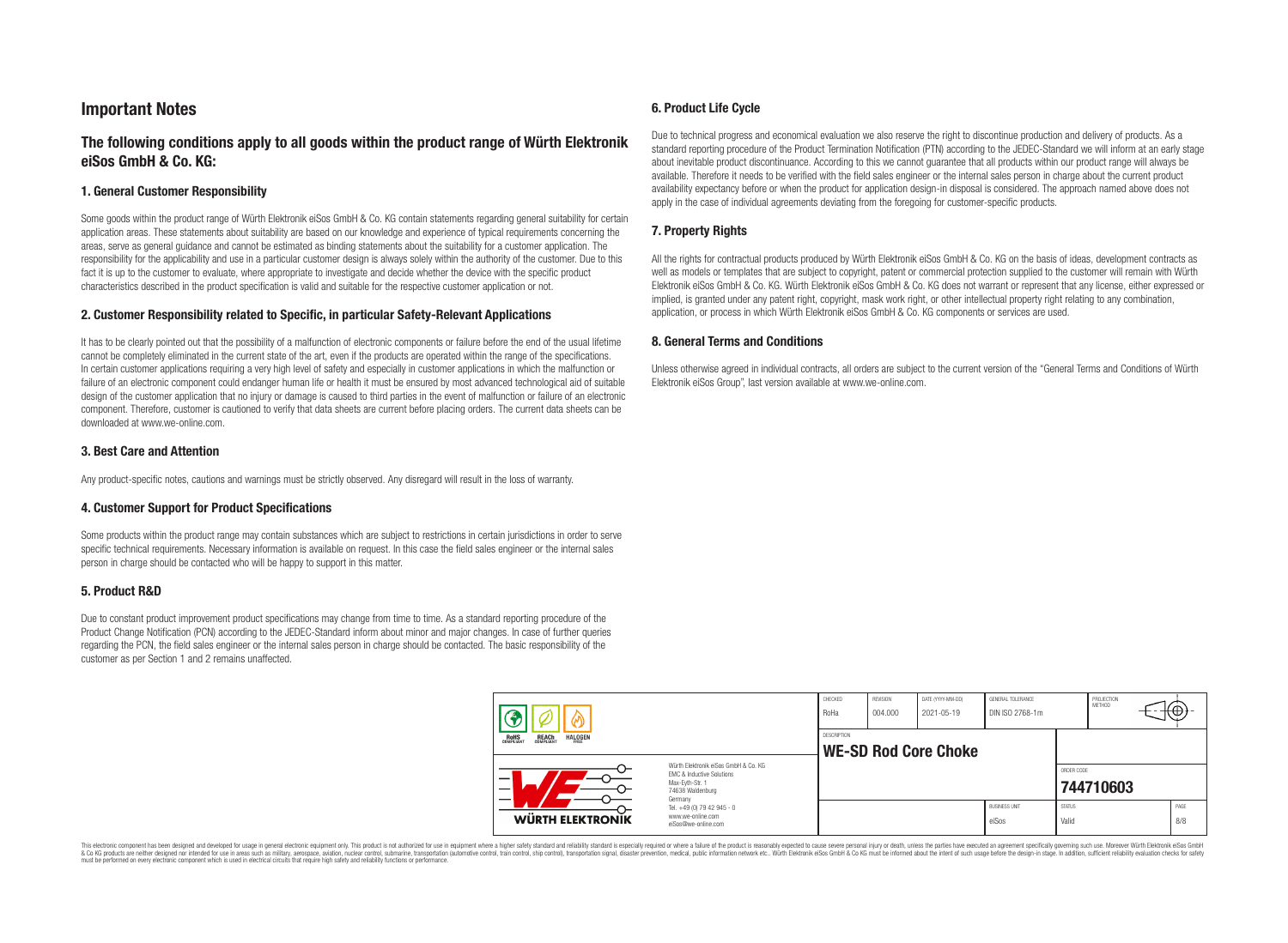# Important Notes

## The following conditions apply to all goods within the product range of Würth Elektronik eiSos GmbH & Co. KG:

### 1. General Customer Responsibility

Some goods within the product range of Würth Elektronik eiSos GmbH & Co. KG contain statements regarding general suitability for certain application areas. These statements about suitability are based on our knowledge and experience of typical requirements concerning the areas, serve as general guidance and cannot be estimated as binding statements about the suitability for a customer application. The responsibility for the applicability and use in a particular customer design is always solely within the authority of the customer. Due to this fact it is up to the customer to evaluate, where appropriate to investigate and decide whether the device with the specific product characteristics described in the product specification is valid and suitable for the respective customer application or not.

### 2. Customer Responsibility related to Specific, in particular Safety-Relevant Applications

It has to be clearly pointed out that the possibility of a malfunction of electronic components or failure before the end of the usual lifetime cannot be completely eliminated in the current state of the art, even if the products are operated within the range of the specifications. In certain customer applications requiring a very high level of safety and especially in customer applications in which the malfunction or failure of an electronic component could endanger human life or health it must be ensured by most advanced technological aid of suitable design of the customer application that no injury or damage is caused to third parties in the event of malfunction or failure of an electronic component. Therefore, customer is cautioned to verify that data sheets are current before placing orders. The current data sheets can be downloaded at www.we-online.com.

### 3. Best Care and Attention

Any product-specific notes, cautions and warnings must be strictly observed. Any disregard will result in the loss of warranty.

### 4. Customer Support for Product Specifications

Some products within the product range may contain substances which are subject to restrictions in certain jurisdictions in order to serve specific technical requirements. Necessary information is available on request. In this case the field sales engineer or the internal sales person in charge should be contacted who will be happy to support in this matter.

### 5. Product R&D

Due to constant product improvement product specifications may change from time to time. As a standard reporting procedure of the Product Change Notification (PCN) according to the JEDEC-Standard inform about minor and major changes. In case of further queries regarding the PCN, the field sales engineer or the internal sales person in charge should be contacted. The basic responsibility of the customer as per Section 1 and 2 remains unaffected.

### 6. Product Life Cycle

Due to technical progress and economical evaluation we also reserve the right to discontinue production and delivery of products. As a standard reporting procedure of the Product Termination Notification (PTN) according to the JEDEC-Standard we will inform at an early stage about inevitable product discontinuance. According to this we cannot guarantee that all products within our product range will always be available. Therefore it needs to be verified with the field sales engineer or the internal sales person in charge about the current product availability expectancy before or when the product for application design-in disposal is considered. The approach named above does not apply in the case of individual agreements deviating from the foregoing for customer-specific products.

### 7. Property Rights

All the rights for contractual products produced by Würth Elektronik eiSos GmbH & Co. KG on the basis of ideas, development contracts as well as models or templates that are subject to copyright, patent or commercial protection supplied to the customer will remain with Würth Elektronik eiSos GmbH & Co. KG. Würth Elektronik eiSos GmbH & Co. KG does not warrant or represent that any license, either expressed or implied, is granted under any patent right, copyright, mask work right, or other intellectual property right relating to any combination, application, or process in which Würth Elektronik eiSos GmbH & Co. KG components or services are used.

### 8. General Terms and Conditions

Unless otherwise agreed in individual contracts, all orders are subject to the current version of the "General Terms and Conditions of Würth Elektronik eiSos Group", last version available at www.we-online.com.

| | | | | | | |
|---|---|---|---|---|---|---|
| CHECKED: RoHa | REVISION: 004.000 | DATE (YYYY-MM-DD): 2021-05-19 | GENERAL TOLERANCE: DIN ISO 2768-1m | PROJECTION METHOD | | |
| DESCRIPTION: **WE-SD Rod Core Choke** | | | | | | |
| Würth Elektronik eiSos GmbH & Co. KG, EMC & Inductive Solutions, Max-Eyth-Str. 1, 74638 Waldenburg, Germany, Tel. +49 (0) 79 42 945 - 0, www.we-online.com, eiSos@we-online.com | | | | ORDER CODE: **744710603** | | |
| | | | BUSINESS UNIT: eiSos | STATUS: Valid | PAGE: 8/8 | |

This electronic component has been designed and developed for usage in general electronic equipment only. This product is not authorized for use in equipment where a higher safety standard and reliability standard is especially required or where a failure of the product is reasonably expected to cause severe personal injury or death, unless the parties have executed an agreement specifically governing such use. Moreover Würth Elektronik eiSos GmbH & Co KG products are neither designed nor intended for use in areas such as military, aerospace, aviation, nuclear control, submarine, transportation (automotive control, train control, ship control), transportation signal, disaster prevention, medical, public information network etc.. Würth Elektronik eiSos GmbH & Co KG must be informed about the intent of such usage before the design-in stage. In addition, sufficient reliability evaluation checks for safety must be performed on every electronic component which is used in electrical circuits that require high safety and reliability functions or performance.